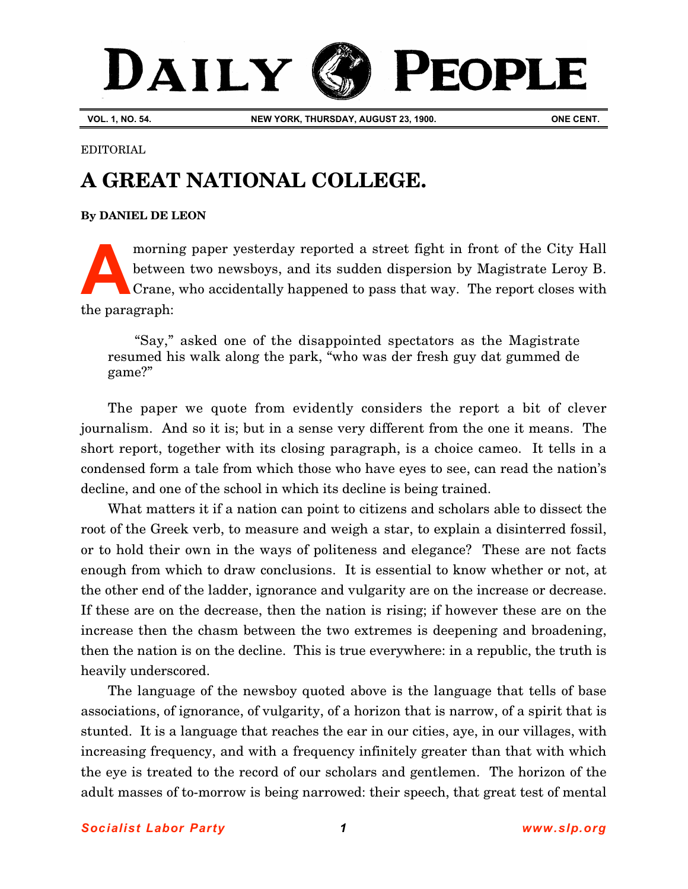# DAILY PEOPLE

**VOL. 1, NO. 54. NEW YORK, THURSDAY, AUGUST 23, 1900. ONE CENT.**

EDITORIAL

## A GREAT NATIONAL COLLEGE.

**By DANIEL DE LEON**

A morning paper yesterday reported a street fight in front of the City Hall between two newsboys, and its sudden dispersion by Magistrate Leroy B. Crane, who accidentally happened to pass that way. The report closes with the paragraph:

> "Say," asked one of the disappointed spectators as the Magistrate resumed his walk along the park, "who was der fresh guy dat gummed de game?"

The paper we quote from evidently considers the report a bit of clever journalism. And so it is; but in a sense very different from the one it means. The short report, together with its closing paragraph, is a choice cameo. It tells in a condensed form a tale from which those who have eyes to see, can read the nation's decline, and one of the school in which its decline is being trained.

What matters it if a nation can point to citizens and scholars able to dissect the root of the Greek verb, to measure and weigh a star, to explain a disinterred fossil, or to hold their own in the ways of politeness and elegance? These are not facts enough from which to draw conclusions. It is essential to know whether or not, at the other end of the ladder, ignorance and vulgarity are on the increase or decrease. If these are on the decrease, then the nation is rising; if however these are on the increase then the chasm between the two extremes is deepening and broadening, then the nation is on the decline. This is true everywhere: in a republic, the truth is heavily underscored.

The language of the newsboy quoted above is the language that tells of base associations, of ignorance, of vulgarity, of a horizon that is narrow, of a spirit that is stunted. It is a language that reaches the ear in our cities, aye, in our villages, with increasing frequency, and with a frequency infinitely greater than that with which the eye is treated to the record of our scholars and gentlemen. The horizon of the adult masses of to-morrow is being narrowed: their speech, that great test of mental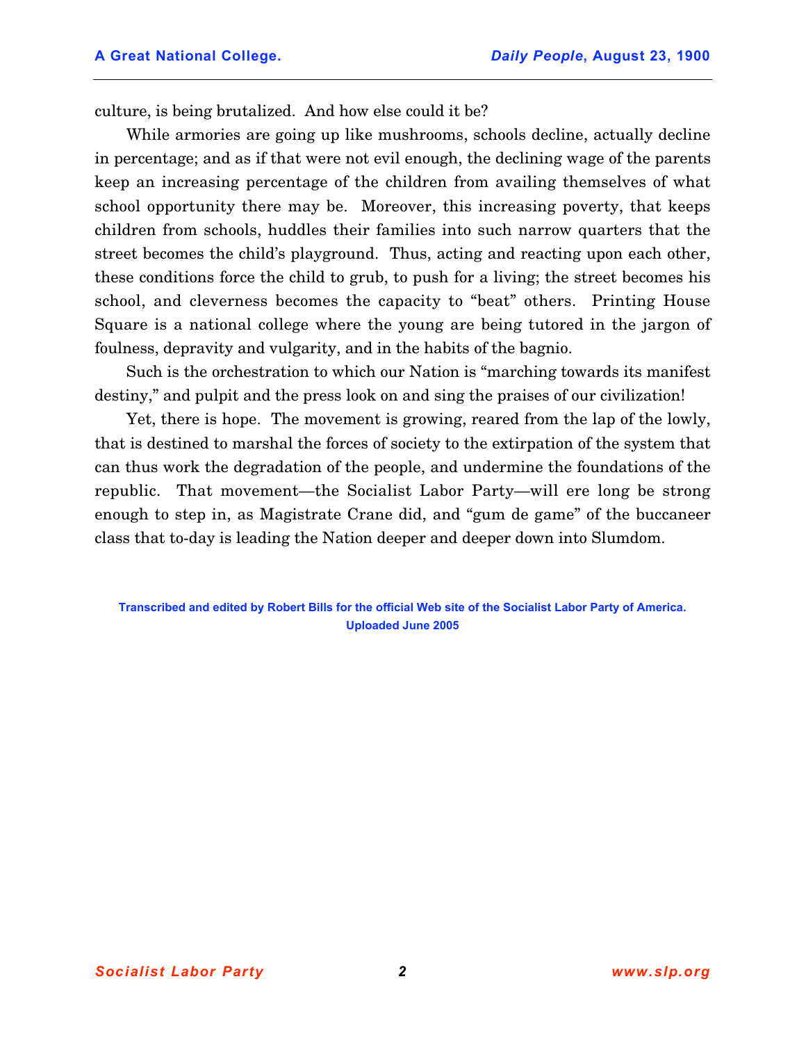culture, is being brutalized. And how else could it be?

While armories are going up like mushrooms, schools decline, actually decline in percentage; and as if that were not evil enough, the declining wage of the parents keep an increasing percentage of the children from availing themselves of what school opportunity there may be. Moreover, this increasing poverty, that keeps children from schools, huddles their families into such narrow quarters that the street becomes the child's playground. Thus, acting and reacting upon each other, these conditions force the child to grub, to push for a living; the street becomes his school, and cleverness becomes the capacity to "beat" others. Printing House Square is a national college where the young are being tutored in the jargon of foulness, depravity and vulgarity, and in the habits of the bagnio.

Such is the orchestration to which our Nation is "marching towards its manifest destiny," and pulpit and the press look on and sing the praises of our civilization!

Yet, there is hope. The movement is growing, reared from the lap of the lowly, that is destined to marshal the forces of society to the extirpation of the system that can thus work the degradation of the people, and undermine the foundations of the republic. That movement—the Socialist Labor Party—will ere long be strong enough to step in, as Magistrate Crane did, and "gum de game" of the buccaneer class that to-day is leading the Nation deeper and deeper down into Slumdom.

**Transcribed and edited by Robert Bills for the official Web site of the Socialist Labor Party of America. Uploaded June 2005**